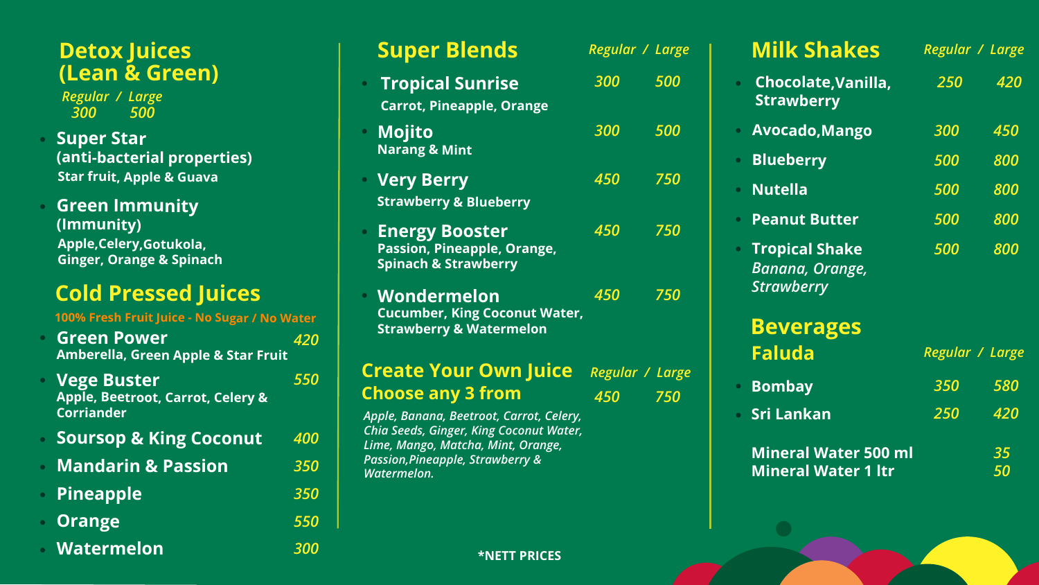## Detox Juices (Lean & Green)

*Regular / Large*
*300 / 500*

- **Super Star (anti-bacterial properties)**
  Star fruit, Apple & Guava
- **Green Immunity (Immunity)**
  Apple,Celery,Gotukola, Ginger, Orange & Spinach

## Cold Pressed Juices

100% Fresh Fruit Juice - No Sugar / No Water

| Item | Price |
|---|---|
| **Green Power** Amberella, Green Apple & Star Fruit | 420 |
| **Vege Buster** Apple, Beetroot, Carrot, Celery & Corriander | 550 |
| **Soursop & King Coconut** | 400 |
| **Mandarin & Passion** | 350 |
| **Pineapple** | 350 |
| **Orange** | 550 |
| **Watermelon** | 300 |

## Super Blends

| Item | Regular | Large |
|---|---|---|
| **Tropical Sunrise** Carrot, Pineapple, Orange | 300 | 500 |
| **Mojito** Narang & Mint | 300 | 500 |
| **Very Berry** Strawberry & Blueberry | 450 | 750 |
| **Energy Booster** Passion, Pineapple, Orange, Spinach & Strawberry | 450 | 750 |
| **Wondermelon** Cucumber, King Coconut Water, Strawberry & Watermelon | 450 | 750 |

## Create Your Own Juice

| Choose any 3 from | Regular | Large |
|---|---|---|
| *Apple, Banana, Beetroot, Carrot, Celery, Chia Seeds, Ginger, King Coconut Water, Lime, Mango, Matcha, Mint, Orange, Passion,Pineapple, Strawberry & Watermelon.* | 450 | 750 |

## Milk Shakes

| Item | Regular | Large |
|---|---|---|
| **Chocolate,Vanilla, Strawberry** | 250 | 420 |
| **Avocado,Mango** | 300 | 450 |
| **Blueberry** | 500 | 800 |
| **Nutella** | 500 | 800 |
| **Peanut Butter** | 500 | 800 |
| **Tropical Shake** *Banana, Orange, Strawberry* | 500 | 800 |

## Beverages

### Faluda

| Item | Regular | Large |
|---|---|---|
| **Bombay** | 350 | 580 |
| **Sri Lankan** | 250 | 420 |

| Item | Price |
|---|---|
| **Mineral Water 500 ml** | 35 |
| **Mineral Water 1 ltr** | 50 |

***NETT PRICES**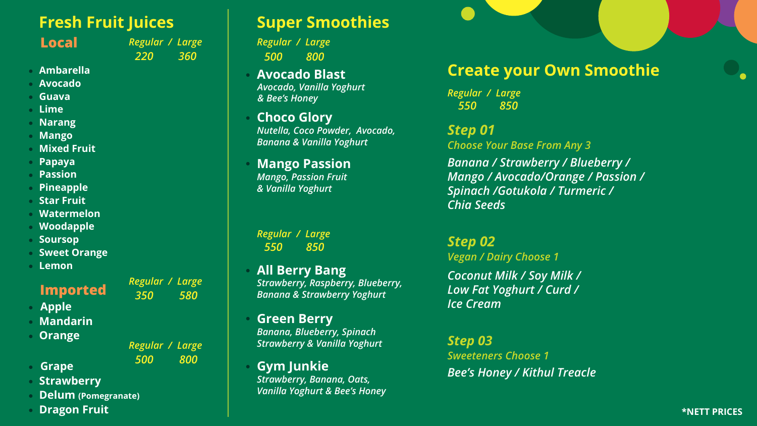## Fresh Fruit Juices

### Local

*Regular / Large*
*220 360*

- Ambarella
- Avocado
- Guava
- Lime
- Narang
- Mango
- Mixed Fruit
- Papaya
- Passion
- Pineapple
- Star Fruit
- Watermelon
- Woodapple
- Soursop
- Sweet Orange
- Lemon

### Imported

*Regular / Large*
*350 580*

- Apple
- Mandarin
- Orange

*Regular / Large*
*500 800*

- Grape
- Strawberry
- Delum (Pomegranate)
- Dragon Fruit

## Super Smoothies

*Regular / Large*
*500 800*

- **Avocado Blast**
  *Avocado, Vanilla Yoghurt & Bee's Honey*
- **Choco Glory**
  *Nutella, Coco Powder, Avocado, Banana & Vanilla Yoghurt*
- **Mango Passion**
  *Mango, Passion Fruit & Vanilla Yoghurt*

*Regular / Large*
*550 850*

- **All Berry Bang**
  *Strawberry, Raspberry, Blueberry, Banana & Strawberry Yoghurt*
- **Green Berry**
  *Banana, Blueberry, Spinach Strawberry & Vanilla Yoghurt*
- **Gym Junkie**
  *Strawberry, Banana, Oats, Vanilla Yoghurt & Bee's Honey*

## Create your Own Smoothie

*Regular / Large*
*550 850*

### *Step 01*

*Choose Your Base From Any 3*

*Banana / Strawberry / Blueberry / Mango / Avocado/Orange / Passion / Spinach /Gotukola / Turmeric / Chia Seeds*

### *Step 02*

*Vegan / Dairy Choose 1*

*Coconut Milk / Soy Milk / Low Fat Yoghurt / Curd / Ice Cream*

### *Step 03*

*Sweeteners Choose 1*

*Bee's Honey / Kithul Treacle*

**\*NETT PRICES**